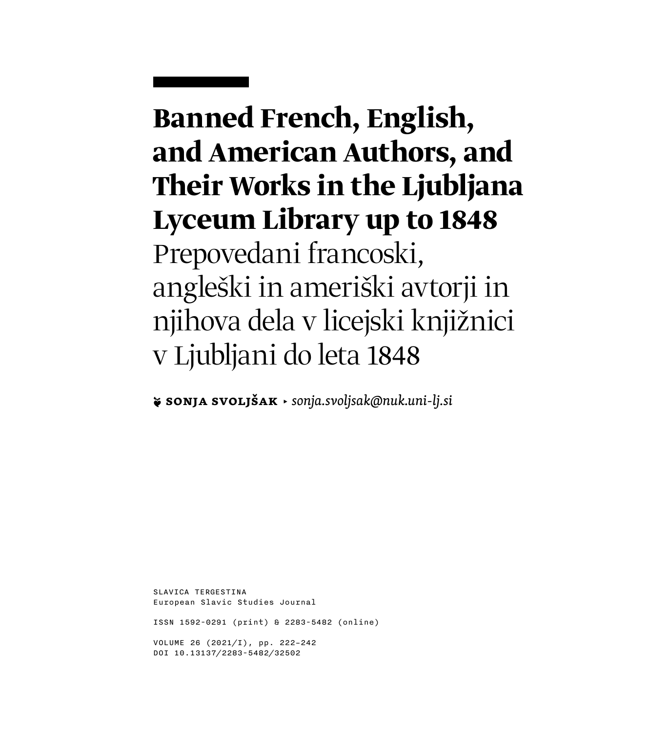# Banned French, English, and American Authors, and Their Works in the Ljubljana Lyceum Library up to 1848

Prepovedani francoski, angleški in ameriški avtorji in njihova dela v licejski knjižnici v Ljubljani do leta 1848

**SONJA SVOLJŠAK** ▸ *sonja.svoljsak@nuk.uni-lj.si*

SLAVICA TERGESTINA
European Slavic Studies Journal

ISSN 1592-0291 (print) & 2283-5482 (online)

VOLUME 26 (2021/I), pp. 222–242
DOI 10.13137/2283-5482/32502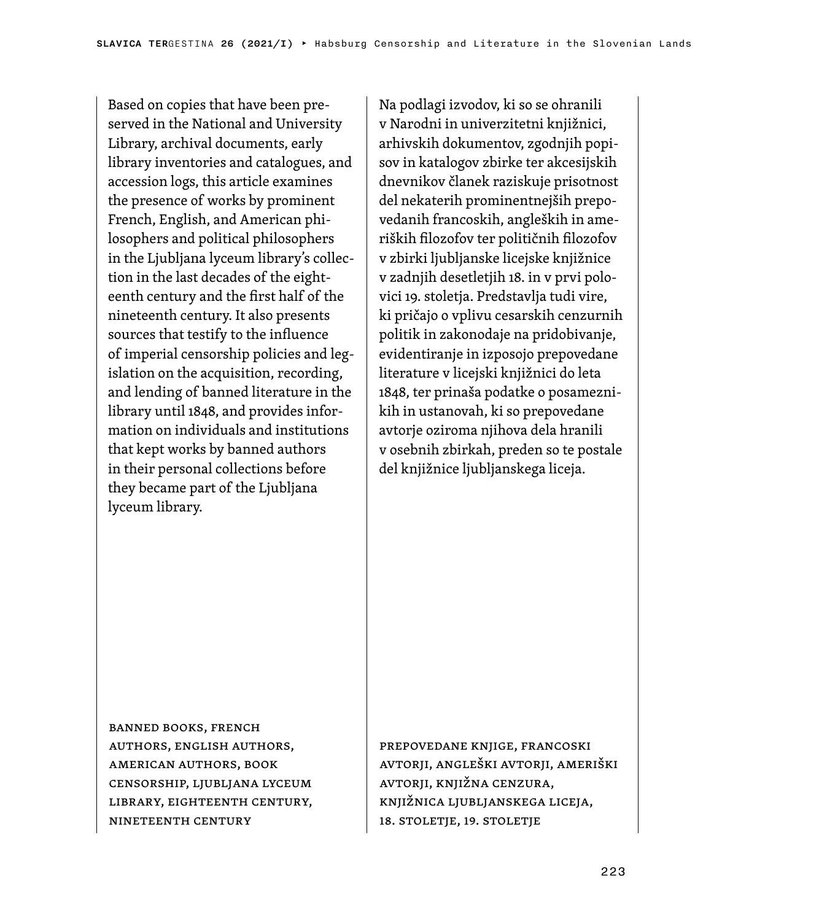Based on copies that have been preserved in the National and University Library, archival documents, early library inventories and catalogues, and accession logs, this article examines the presence of works by prominent French, English, and American philosophers and political philosophers in the Ljubljana lyceum library's collection in the last decades of the eighteenth century and the first half of the nineteenth century. It also presents sources that testify to the influence of imperial censorship policies and legislation on the acquisition, recording, and lending of banned literature in the library until 1848, and provides information on individuals and institutions that kept works by banned authors in their personal collections before they became part of the Ljubljana lyceum library.

BANNED BOOKS, FRENCH AUTHORS, ENGLISH AUTHORS, AMERICAN AUTHORS, BOOK CENSORSHIP, LJUBLJANA LYCEUM LIBRARY, EIGHTEENTH CENTURY, NINETEENTH CENTURY

Na podlagi izvodov, ki so se ohranili v Narodni in univerzitetni knjižnici, arhivskih dokumentov, zgodnjih popisov in katalogov zbirke ter akcesijskih dnevnikov članek raziskuje prisotnost del nekaterih prominentnejših prepovedanih francoskih, angleških in ameriških filozofov ter političnih filozofov v zbirki ljubljanske licejske knjižnice v zadnjih desetletjih 18. in v prvi polovici 19. stoletja. Predstavlja tudi vire, ki pričajo o vplivu cesarskih cenzurnih politik in zakonodaje na pridobivanje, evidentiranje in izposojo prepovedane literature v licejski knjižnici do leta 1848, ter prinaša podatke o posameznikih in ustanovah, ki so prepovedane avtorje oziroma njihova dela hranili v osebnih zbirkah, preden so te postale del knjižnice ljubljanskega liceja.

PREPOVEDANE KNJIGE, FRANCOSKI AVTORJI, ANGLEŠKI AVTORJI, AMERIŠKI AVTORJI, KNJIŽNA CENZURA, KNJIŽNICA LJUBLJANSKEGA LICEJA, 18. STOLETJE, 19. STOLETJE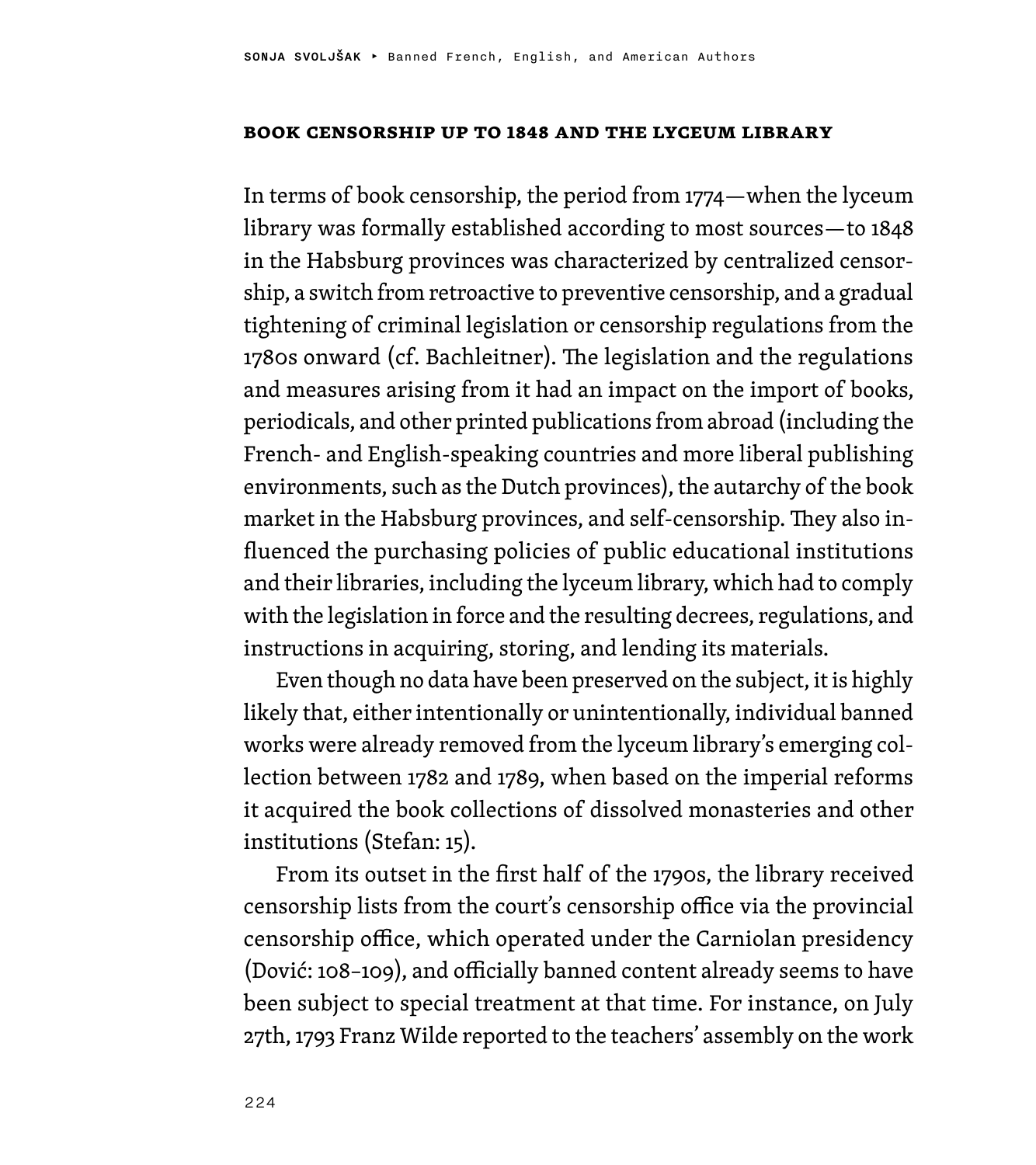## BOOK CENSORSHIP UP TO 1848 AND THE LYCEUM LIBRARY

In terms of book censorship, the period from 1774—when the lyceum library was formally established according to most sources—to 1848 in the Habsburg provinces was characterized by centralized censorship, a switch from retroactive to preventive censorship, and a gradual tightening of criminal legislation or censorship regulations from the 1780s onward (cf. Bachleitner). The legislation and the regulations and measures arising from it had an impact on the import of books, periodicals, and other printed publications from abroad (including the French- and English-speaking countries and more liberal publishing environments, such as the Dutch provinces), the autarchy of the book market in the Habsburg provinces, and self-censorship. They also influenced the purchasing policies of public educational institutions and their libraries, including the lyceum library, which had to comply with the legislation in force and the resulting decrees, regulations, and instructions in acquiring, storing, and lending its materials.

Even though no data have been preserved on the subject, it is highly likely that, either intentionally or unintentionally, individual banned works were already removed from the lyceum library's emerging collection between 1782 and 1789, when based on the imperial reforms it acquired the book collections of dissolved monasteries and other institutions (Stefan: 15).

From its outset in the first half of the 1790s, the library received censorship lists from the court's censorship office via the provincial censorship office, which operated under the Carniolan presidency (Dović: 108–109), and officially banned content already seems to have been subject to special treatment at that time. For instance, on July 27th, 1793 Franz Wilde reported to the teachers' assembly on the work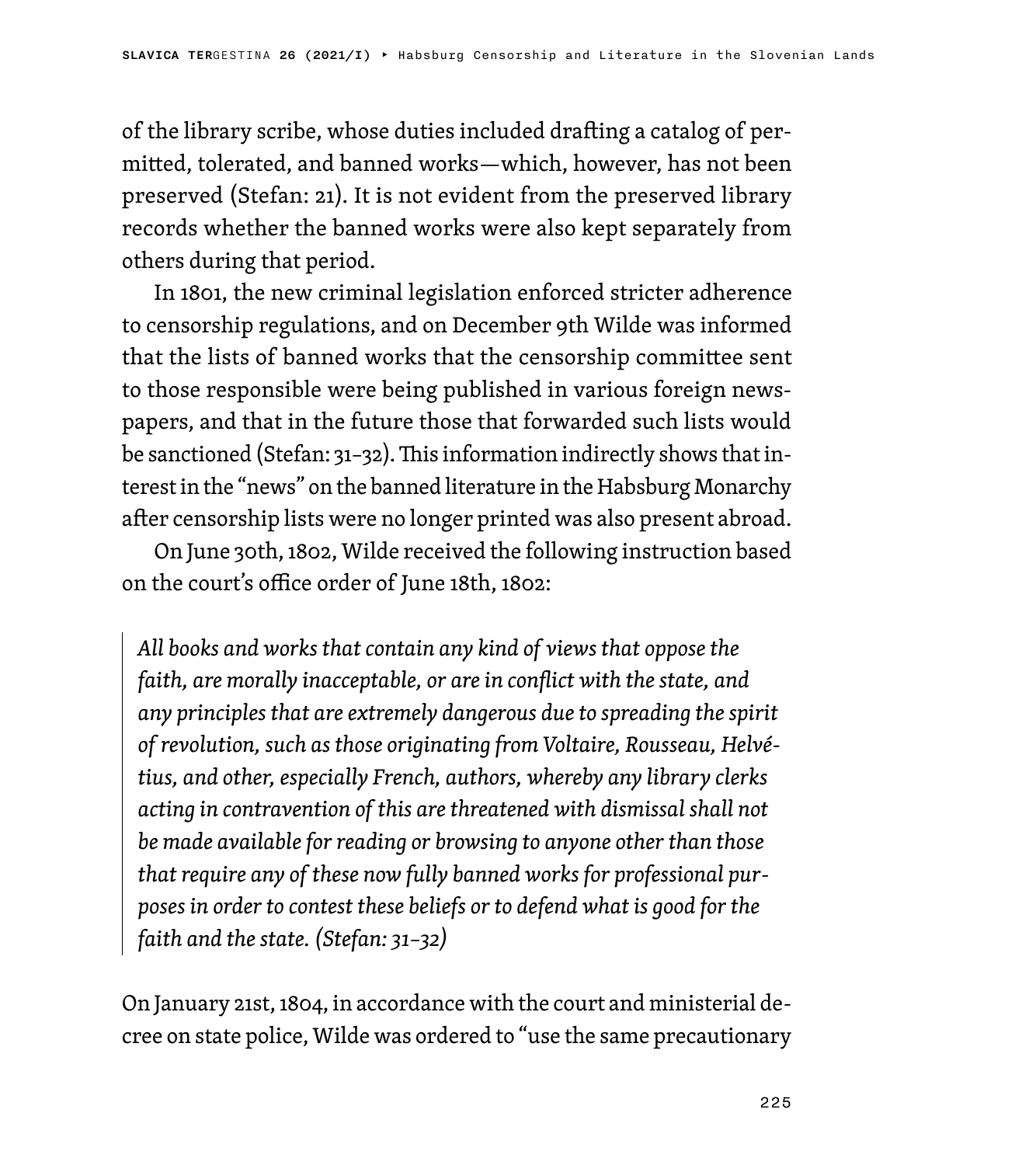of the library scribe, whose duties included drafting a catalog of permitted, tolerated, and banned works—which, however, has not been preserved (Stefan: 21). It is not evident from the preserved library records whether the banned works were also kept separately from others during that period.

In 1801, the new criminal legislation enforced stricter adherence to censorship regulations, and on December 9th Wilde was informed that the lists of banned works that the censorship committee sent to those responsible were being published in various foreign newspapers, and that in the future those that forwarded such lists would be sanctioned (Stefan: 31–32). This information indirectly shows that interest in the "news" on the banned literature in the Habsburg Monarchy after censorship lists were no longer printed was also present abroad.

On June 30th, 1802, Wilde received the following instruction based on the court's office order of June 18th, 1802:

> *All books and works that contain any kind of views that oppose the faith, are morally inacceptable, or are in conflict with the state, and any principles that are extremely dangerous due to spreading the spirit of revolution, such as those originating from Voltaire, Rousseau, Helvétius, and other, especially French, authors, whereby any library clerks acting in contravention of this are threatened with dismissal shall not be made available for reading or browsing to anyone other than those that require any of these now fully banned works for professional purposes in order to contest these beliefs or to defend what is good for the faith and the state. (Stefan: 31–32)*

On January 21st, 1804, in accordance with the court and ministerial decree on state police, Wilde was ordered to "use the same precautionary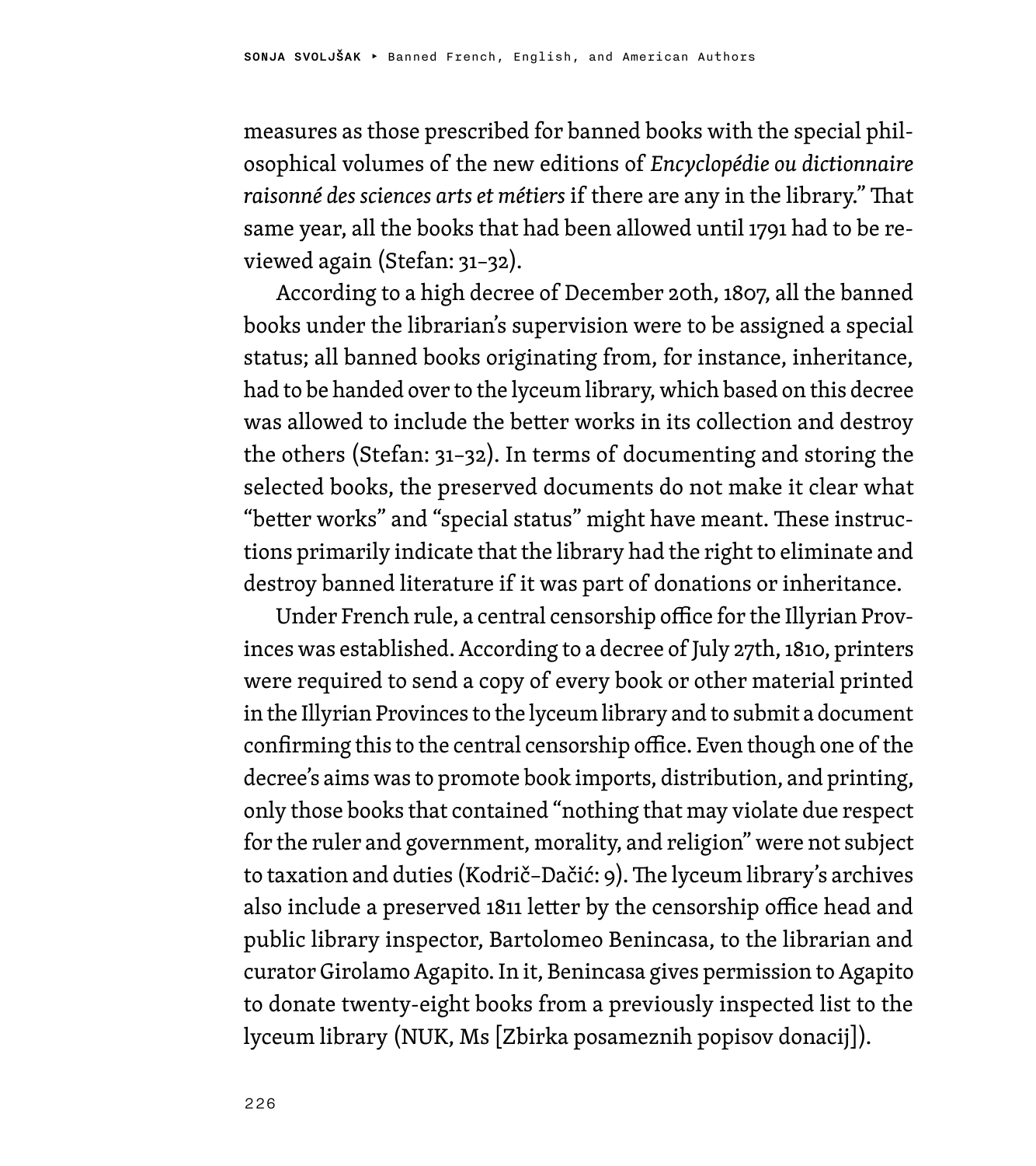measures as those prescribed for banned books with the special philosophical volumes of the new editions of *Encyclopédie ou dictionnaire raisonné des sciences arts et métiers* if there are any in the library." That same year, all the books that had been allowed until 1791 had to be reviewed again (Stefan: 31–32).

According to a high decree of December 20th, 1807, all the banned books under the librarian's supervision were to be assigned a special status; all banned books originating from, for instance, inheritance, had to be handed over to the lyceum library, which based on this decree was allowed to include the better works in its collection and destroy the others (Stefan: 31–32). In terms of documenting and storing the selected books, the preserved documents do not make it clear what "better works" and "special status" might have meant. These instructions primarily indicate that the library had the right to eliminate and destroy banned literature if it was part of donations or inheritance.

Under French rule, a central censorship office for the Illyrian Provinces was established. According to a decree of July 27th, 1810, printers were required to send a copy of every book or other material printed in the Illyrian Provinces to the lyceum library and to submit a document confirming this to the central censorship office. Even though one of the decree's aims was to promote book imports, distribution, and printing, only those books that contained "nothing that may violate due respect for the ruler and government, morality, and religion" were not subject to taxation and duties (Kodrič-Dačić: 9). The lyceum library's archives also include a preserved 1811 letter by the censorship office head and public library inspector, Bartolomeo Benincasa, to the librarian and curator Girolamo Agapito. In it, Benincasa gives permission to Agapito to donate twenty-eight books from a previously inspected list to the lyceum library (NUK, Ms [Zbirka posameznih popisov donacij]).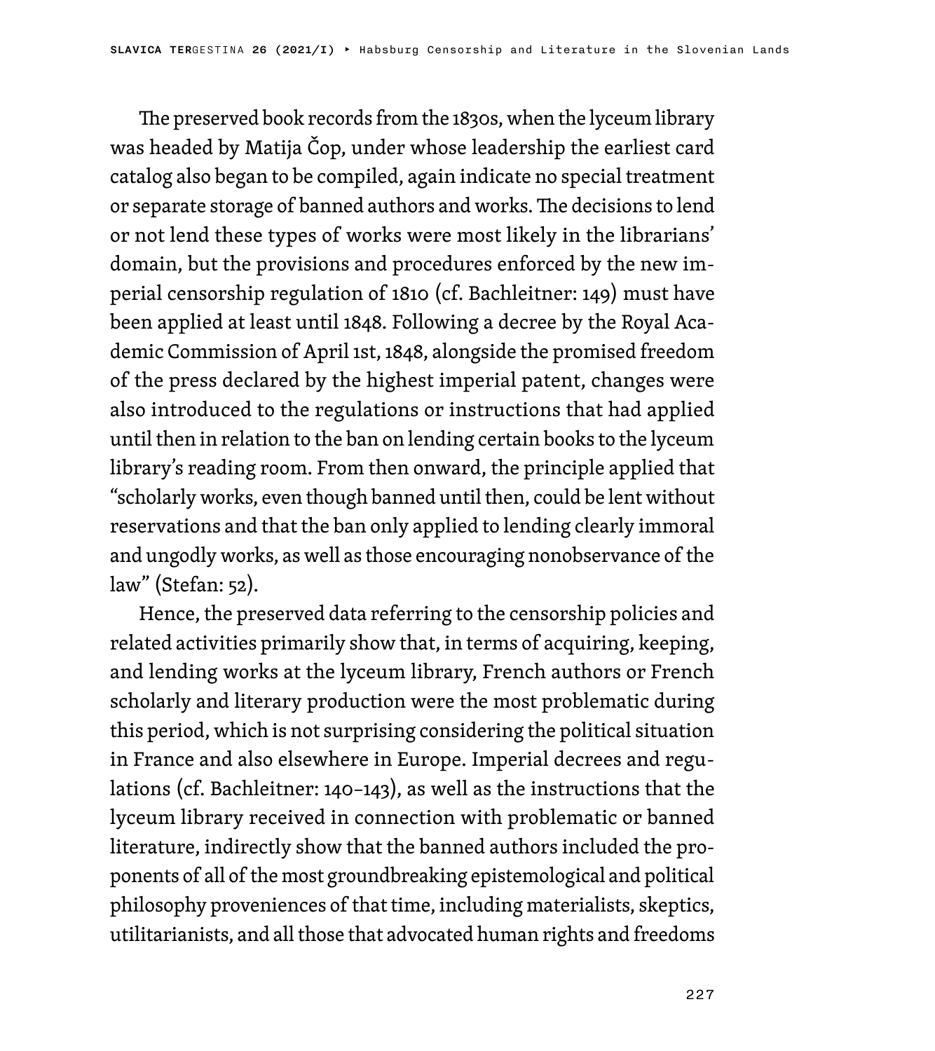The preserved book records from the 1830s, when the lyceum library was headed by Matija Čop, under whose leadership the earliest card catalog also began to be compiled, again indicate no special treatment or separate storage of banned authors and works. The decisions to lend or not lend these types of works were most likely in the librarians' domain, but the provisions and procedures enforced by the new imperial censorship regulation of 1810 (cf. Bachleitner: 149) must have been applied at least until 1848. Following a decree by the Royal Academic Commission of April 1st, 1848, alongside the promised freedom of the press declared by the highest imperial patent, changes were also introduced to the regulations or instructions that had applied until then in relation to the ban on lending certain books to the lyceum library's reading room. From then onward, the principle applied that "scholarly works, even though banned until then, could be lent without reservations and that the ban only applied to lending clearly immoral and ungodly works, as well as those encouraging nonobservance of the law" (Stefan: 52).

Hence, the preserved data referring to the censorship policies and related activities primarily show that, in terms of acquiring, keeping, and lending works at the lyceum library, French authors or French scholarly and literary production were the most problematic during this period, which is not surprising considering the political situation in France and also elsewhere in Europe. Imperial decrees and regulations (cf. Bachleitner: 140–143), as well as the instructions that the lyceum library received in connection with problematic or banned literature, indirectly show that the banned authors included the proponents of all of the most groundbreaking epistemological and political philosophy proveniences of that time, including materialists, skeptics, utilitarianists, and all those that advocated human rights and freedoms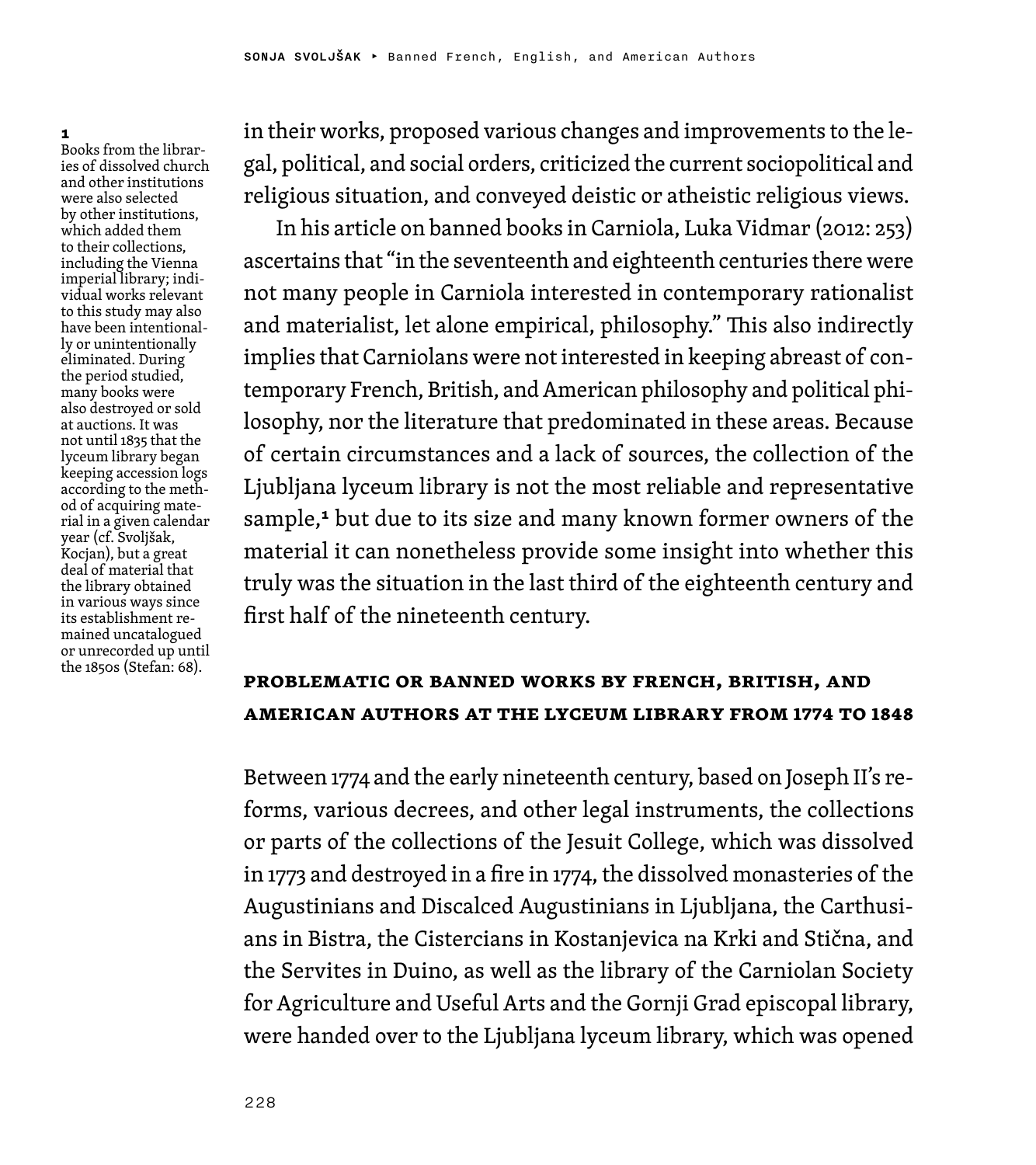in their works, proposed various changes and improvements to the legal, political, and social orders, criticized the current sociopolitical and religious situation, and conveyed deistic or atheistic religious views.

In his article on banned books in Carniola, Luka Vidmar (2012: 253) ascertains that "in the seventeenth and eighteenth centuries there were not many people in Carniola interested in contemporary rationalist and materialist, let alone empirical, philosophy." This also indirectly implies that Carniolans were not interested in keeping abreast of contemporary French, British, and American philosophy and political philosophy, nor the literature that predominated in these areas. Because of certain circumstances and a lack of sources, the collection of the Ljubljana lyceum library is not the most reliable and representative sample,[1] but due to its size and many known former owners of the material it can nonetheless provide some insight into whether this truly was the situation in the last third of the eighteenth century and first half of the nineteenth century.

## PROBLEMATIC OR BANNED WORKS BY FRENCH, BRITISH, AND AMERICAN AUTHORS AT THE LYCEUM LIBRARY FROM 1774 TO 1848

Between 1774 and the early nineteenth century, based on Joseph II's reforms, various decrees, and other legal instruments, the collections or parts of the collections of the Jesuit College, which was dissolved in 1773 and destroyed in a fire in 1774, the dissolved monasteries of the Augustinians and Discalced Augustinians in Ljubljana, the Carthusians in Bistra, the Cistercians in Kostanjevica na Krki and Stična, and the Servites in Duino, as well as the library of the Carniolan Society for Agriculture and Useful Arts and the Gornji Grad episcopal library, were handed over to the Ljubljana lyceum library, which was opened

[1] Books from the libraries of dissolved church and other institutions were also selected by other institutions, which added them to their collections, including the Vienna imperial library; individual works relevant to this study may also have been intentionally or unintentionally eliminated. During the period studied, many books were also destroyed or sold at auctions. It was not until 1835 that the lyceum library began keeping accession logs according to the method of acquiring material in a given calendar year (cf. Svoljšak, Kocjan), but a great deal of material that the library obtained in various ways since its establishment remained uncatalogued or unrecorded up until the 1850s (Stefan: 68).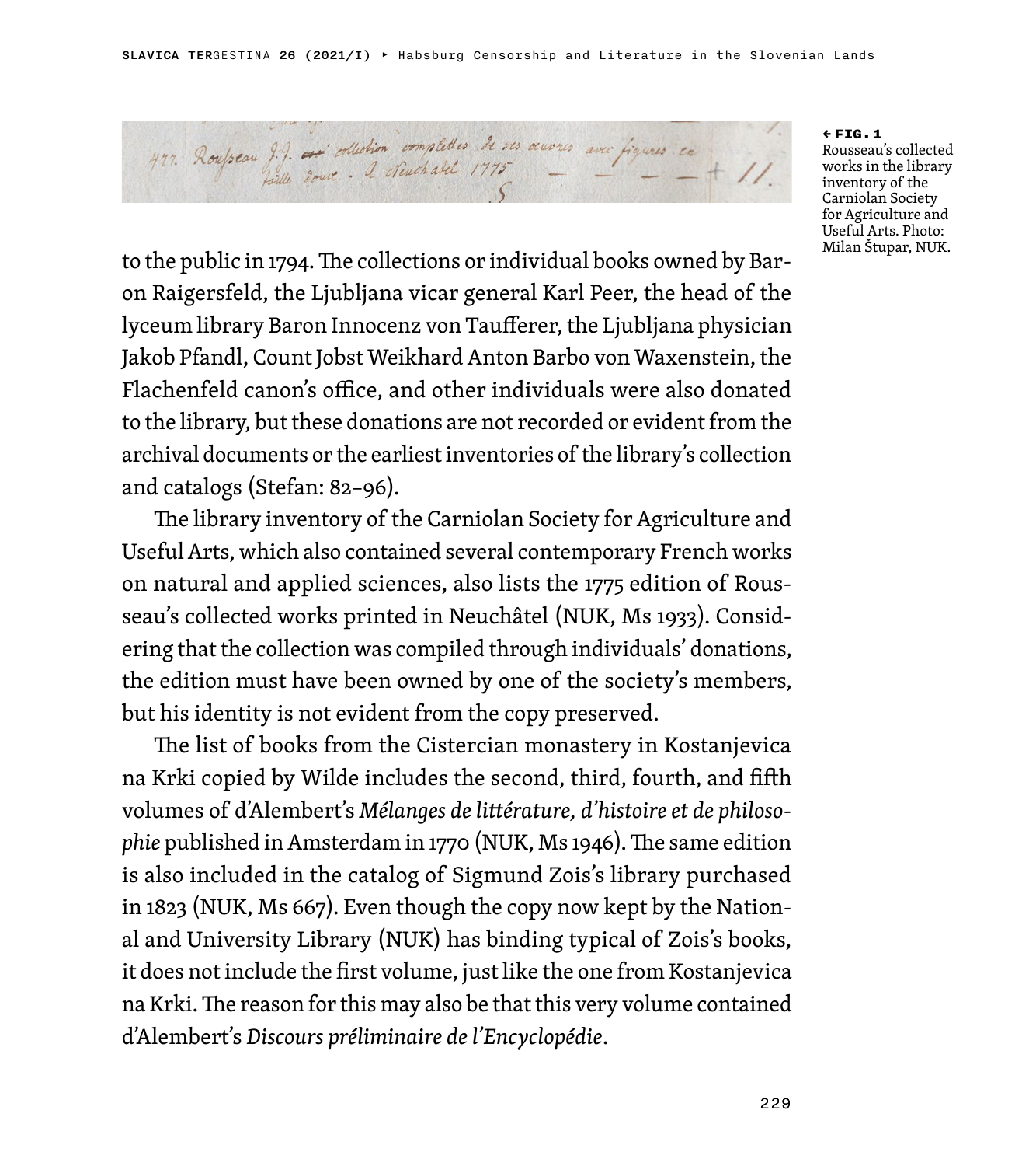**← FIG. 1**
Rousseau's collected works in the library inventory of the Carniolan Society for Agriculture and Useful Arts. Photo: Milan Štupar, NUK.

to the public in 1794. The collections or individual books owned by Baron Raigersfeld, the Ljubljana vicar general Karl Peer, the head of the lyceum library Baron Innocenz von Taufferer, the Ljubljana physician Jakob Pfandl, Count Jobst Weikhard Anton Barbo von Waxenstein, the Flachenfeld canon's office, and other individuals were also donated to the library, but these donations are not recorded or evident from the archival documents or the earliest inventories of the library's collection and catalogs (Stefan: 82–96).

The library inventory of the Carniolan Society for Agriculture and Useful Arts, which also contained several contemporary French works on natural and applied sciences, also lists the 1775 edition of Rousseau's collected works printed in Neuchâtel (NUK, Ms 1933). Considering that the collection was compiled through individuals' donations, the edition must have been owned by one of the society's members, but his identity is not evident from the copy preserved.

The list of books from the Cistercian monastery in Kostanjevica na Krki copied by Wilde includes the second, third, fourth, and fifth volumes of d'Alembert's *Mélanges de littérature, d'histoire et de philosophie* published in Amsterdam in 1770 (NUK, Ms 1946). The same edition is also included in the catalog of Sigmund Zois's library purchased in 1823 (NUK, Ms 667). Even though the copy now kept by the National and University Library (NUK) has binding typical of Zois's books, it does not include the first volume, just like the one from Kostanjevica na Krki. The reason for this may also be that this very volume contained d'Alembert's *Discours préliminaire de l'Encyclopédie*.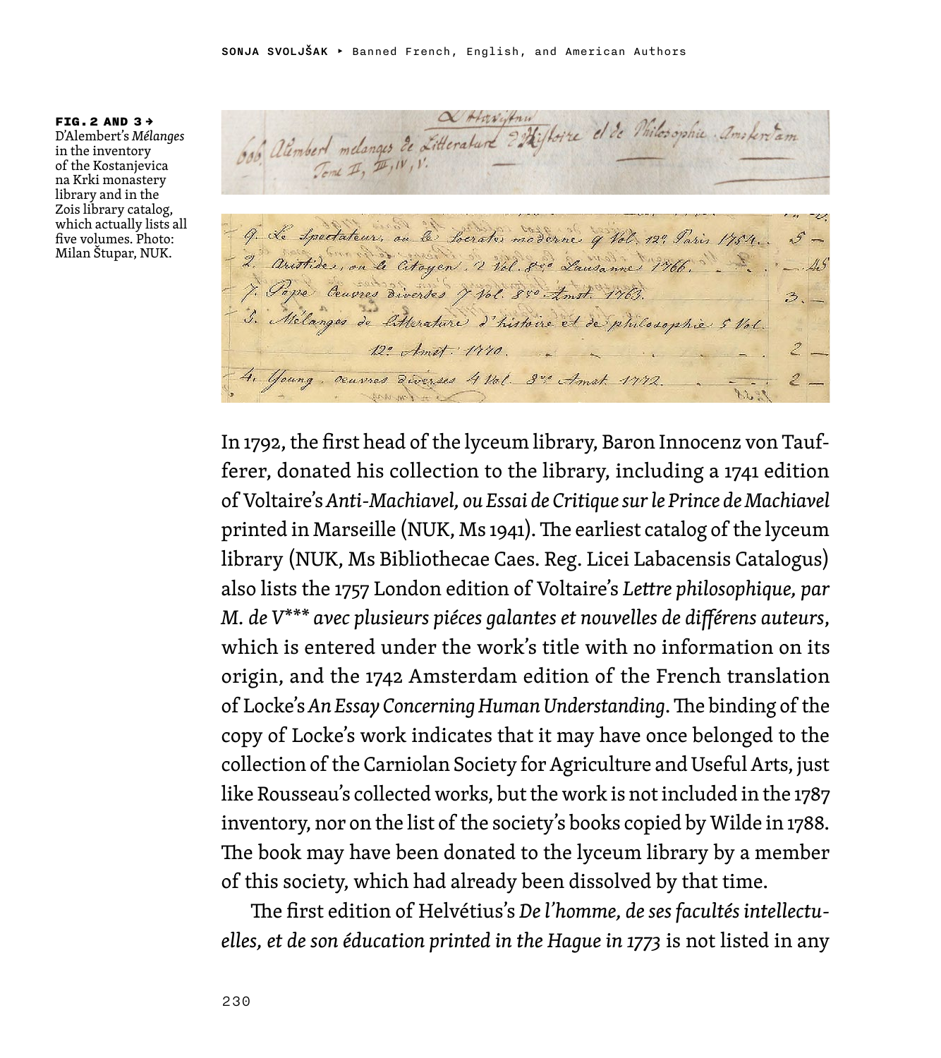**FIG. 2 AND 3 →**
D'Alembert's *Mélanges* in the inventory of the Kostanjevica na Krki monastery library and in the Zois library catalog, which actually lists all five volumes. Photo: Milan Štupar, NUK.

In 1792, the first head of the lyceum library, Baron Innocenz von Tauf­ferer, donated his collection to the library, including a 1741 edition of Voltaire's *Anti-Machiavel, ou Essai de Critique sur le Prince de Machiavel* printed in Marseille (NUK, Ms 1941). The earliest catalog of the lyceum library (NUK, Ms Bibliothecae Caes. Reg. Licei Labacensis Catalogus) also lists the 1757 London edition of Voltaire's *Lettre philosophique, par M. de V\*\*\* avec plusieurs piéces galantes et nouvelles de différens auteurs*, which is entered under the work's title with no information on its origin, and the 1742 Amsterdam edition of the French translation of Locke's *An Essay Concerning Human Understanding*. The binding of the copy of Locke's work indicates that it may have once belonged to the collection of the Carniolan Society for Agriculture and Useful Arts, just like Rousseau's collected works, but the work is not included in the 1787 inventory, nor on the list of the society's books copied by Wilde in 1788. The book may have been donated to the lyceum library by a member of this society, which had already been dissolved by that time.

The first edition of Helvétius's *De l'homme, de ses facultés intellectu­elles, et de son éducation printed in the Hague in 1773* is not listed in any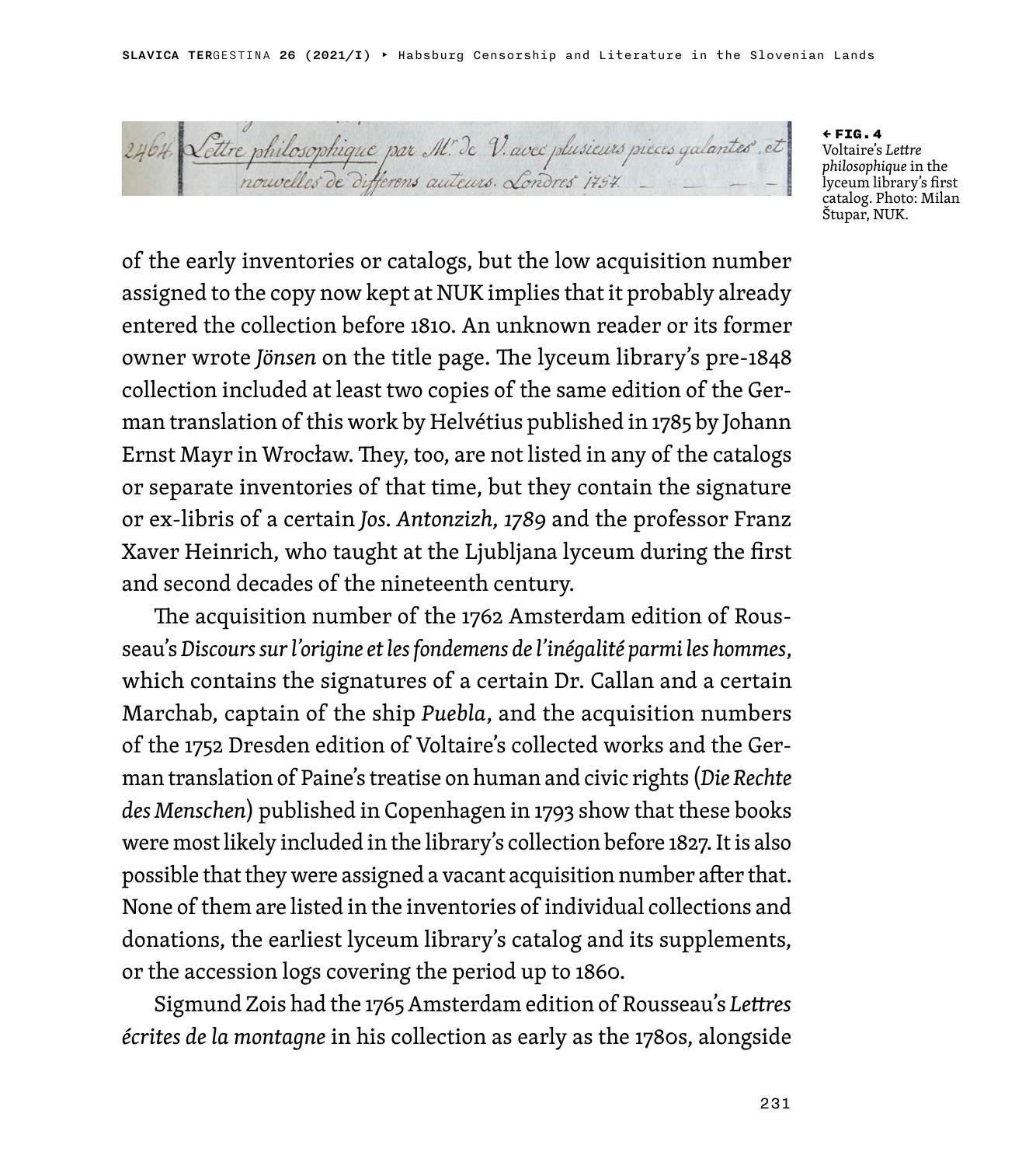← **FIG. 4** Voltaire's *Lettre philosophique* in the lyceum library's first catalog. Photo: Milan Štupar, NUK.

of the early inventories or catalogs, but the low acquisition number assigned to the copy now kept at NUK implies that it probably already entered the collection before 1810. An unknown reader or its former owner wrote *Jönsen* on the title page. The lyceum library's pre-1848 collection included at least two copies of the same edition of the German translation of this work by Helvétius published in 1785 by Johann Ernst Mayr in Wrocław. They, too, are not listed in any of the catalogs or separate inventories of that time, but they contain the signature or ex-libris of a certain *Jos. Antonzizh, 1789* and the professor Franz Xaver Heinrich, who taught at the Ljubljana lyceum during the first and second decades of the nineteenth century.

The acquisition number of the 1762 Amsterdam edition of Rousseau's *Discours sur l'origine et les fondemens de l'inégalité parmi les hommes*, which contains the signatures of a certain Dr. Callan and a certain Marchab, captain of the ship *Puebla*, and the acquisition numbers of the 1752 Dresden edition of Voltaire's collected works and the German translation of Paine's treatise on human and civic rights (*Die Rechte des Menschen*) published in Copenhagen in 1793 show that these books were most likely included in the library's collection before 1827. It is also possible that they were assigned a vacant acquisition number after that. None of them are listed in the inventories of individual collections and donations, the earliest lyceum library's catalog and its supplements, or the accession logs covering the period up to 1860.

Sigmund Zois had the 1765 Amsterdam edition of Rousseau's *Lettres écrites de la montagne* in his collection as early as the 1780s, alongside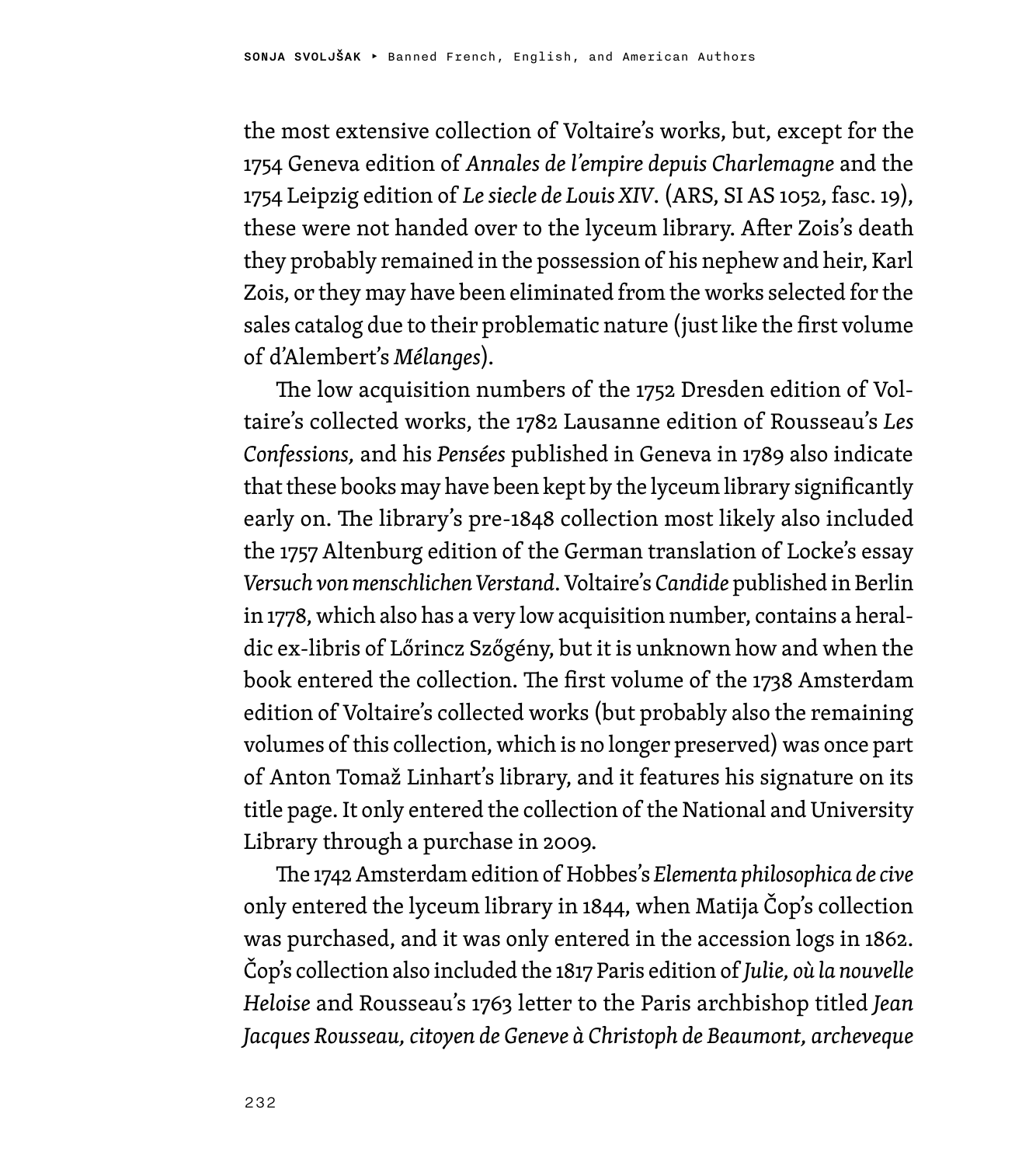the most extensive collection of Voltaire's works, but, except for the 1754 Geneva edition of *Annales de l'empire depuis Charlemagne* and the 1754 Leipzig edition of *Le siecle de Louis XIV*. (ARS, SI AS 1052, fasc. 19), these were not handed over to the lyceum library. After Zois's death they probably remained in the possession of his nephew and heir, Karl Zois, or they may have been eliminated from the works selected for the sales catalog due to their problematic nature (just like the first volume of d'Alembert's *Mélanges*).

The low acquisition numbers of the 1752 Dresden edition of Voltaire's collected works, the 1782 Lausanne edition of Rousseau's *Les Confessions,* and his *Pensées* published in Geneva in 1789 also indicate that these books may have been kept by the lyceum library significantly early on. The library's pre-1848 collection most likely also included the 1757 Altenburg edition of the German translation of Locke's essay *Versuch von menschlichen Verstand*. Voltaire's *Candide* published in Berlin in 1778, which also has a very low acquisition number, contains a heraldic ex-libris of Lőrincz Szőgény, but it is unknown how and when the book entered the collection. The first volume of the 1738 Amsterdam edition of Voltaire's collected works (but probably also the remaining volumes of this collection, which is no longer preserved) was once part of Anton Tomaž Linhart's library, and it features his signature on its title page. It only entered the collection of the National and University Library through a purchase in 2009.

The 1742 Amsterdam edition of Hobbes's *Elementa philosophica de cive* only entered the lyceum library in 1844, when Matija Čop's collection was purchased, and it was only entered in the accession logs in 1862. Čop's collection also included the 1817 Paris edition of *Julie, où la nouvelle Heloise* and Rousseau's 1763 letter to the Paris archbishop titled *Jean Jacques Rousseau, citoyen de Geneve à Christoph de Beaumont, archeveque*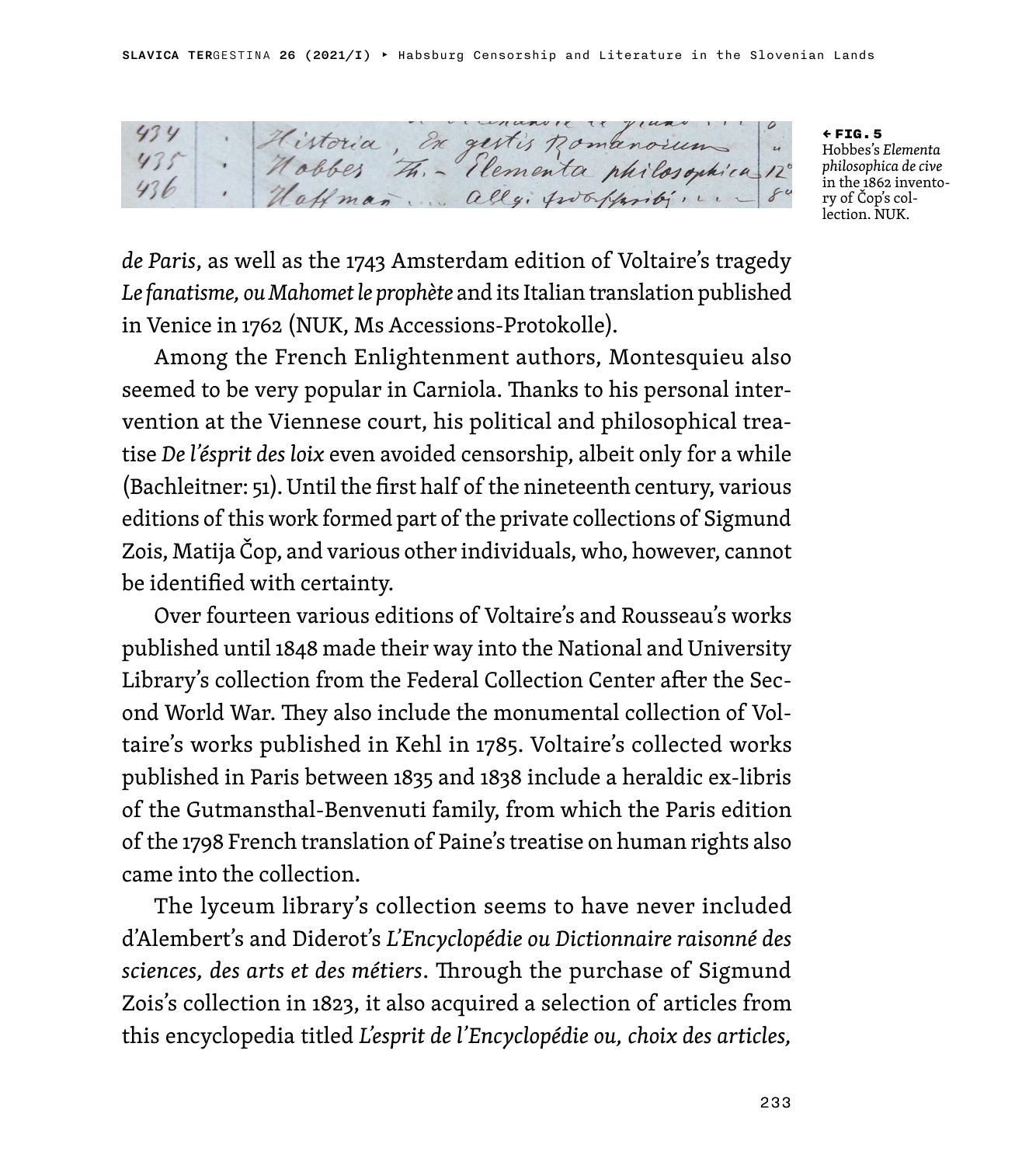← **FIG. 5** Hobbes's *Elementa philosophica de cive* in the 1862 inventory of Čop's collection. NUK.

*de Paris*, as well as the 1743 Amsterdam edition of Voltaire's tragedy *Le fanatisme, ou Mahomet le prophète* and its Italian translation published in Venice in 1762 (NUK, Ms Accessions-Protokolle).

Among the French Enlightenment authors, Montesquieu also seemed to be very popular in Carniola. Thanks to his personal intervention at the Viennese court, his political and philosophical treatise *De l'ésprit des loix* even avoided censorship, albeit only for a while (Bachleitner: 51). Until the first half of the nineteenth century, various editions of this work formed part of the private collections of Sigmund Zois, Matija Čop, and various other individuals, who, however, cannot be identified with certainty.

Over fourteen various editions of Voltaire's and Rousseau's works published until 1848 made their way into the National and University Library's collection from the Federal Collection Center after the Second World War. They also include the monumental collection of Voltaire's works published in Kehl in 1785. Voltaire's collected works published in Paris between 1835 and 1838 include a heraldic ex-libris of the Gutmansthal-Benvenuti family, from which the Paris edition of the 1798 French translation of Paine's treatise on human rights also came into the collection.

The lyceum library's collection seems to have never included d'Alembert's and Diderot's *L'Encyclopédie ou Dictionnaire raisonné des sciences, des arts et des métiers*. Through the purchase of Sigmund Zois's collection in 1823, it also acquired a selection of articles from this encyclopedia titled *L'esprit de l'Encyclopédie ou, choix des articles,*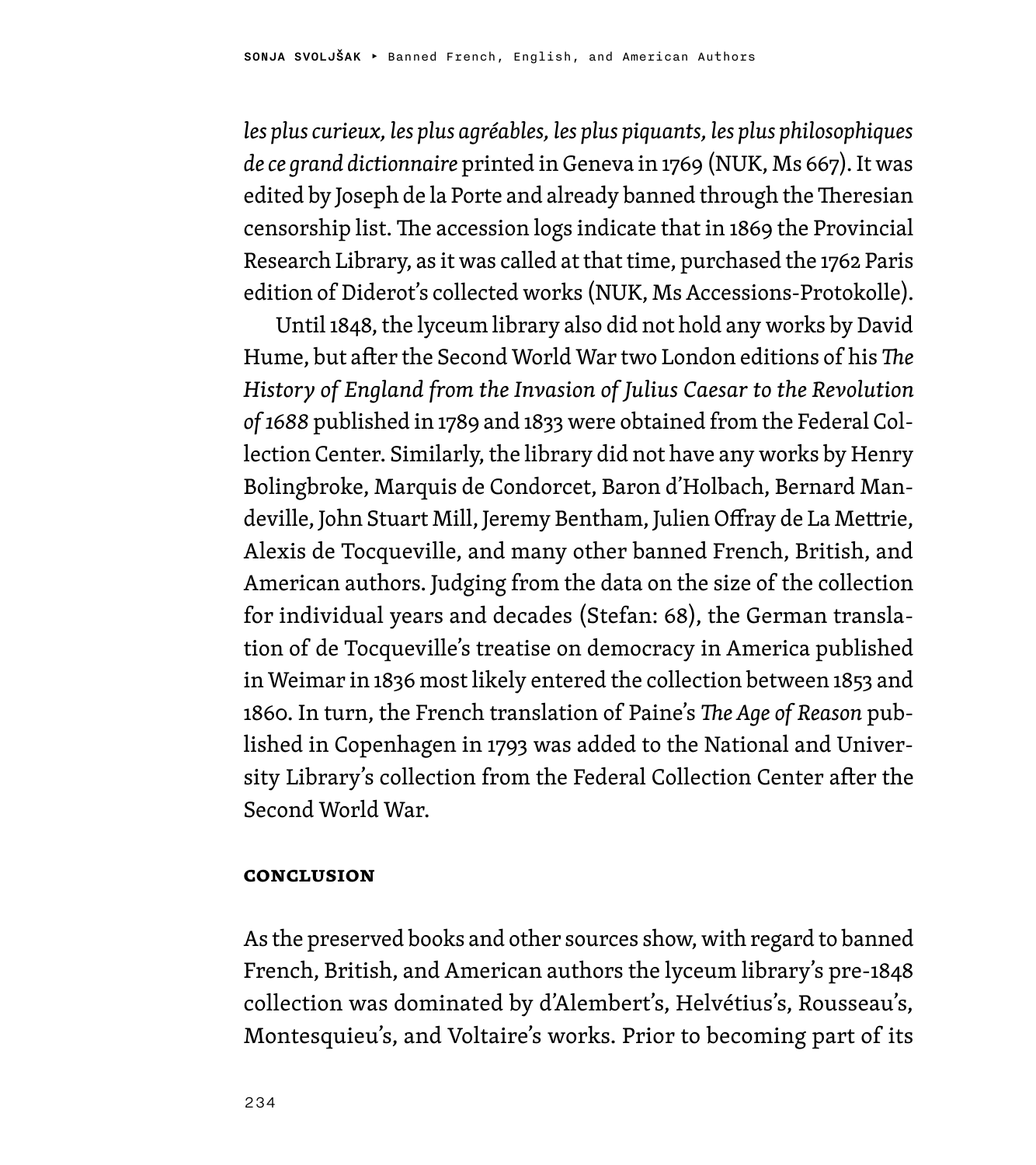*les plus curieux, les plus agréables, les plus piquants, les plus philosophiques de ce grand dictionnaire* printed in Geneva in 1769 (NUK, Ms 667). It was edited by Joseph de la Porte and already banned through the Theresian censorship list. The accession logs indicate that in 1869 the Provincial Research Library, as it was called at that time, purchased the 1762 Paris edition of Diderot's collected works (NUK, Ms Accessions-Protokolle).

Until 1848, the lyceum library also did not hold any works by David Hume, but after the Second World War two London editions of his *The History of England from the Invasion of Julius Caesar to the Revolution of 1688* published in 1789 and 1833 were obtained from the Federal Collection Center. Similarly, the library did not have any works by Henry Bolingbroke, Marquis de Condorcet, Baron d'Holbach, Bernard Mandeville, John Stuart Mill, Jeremy Bentham, Julien Offray de La Mettrie, Alexis de Tocqueville, and many other banned French, British, and American authors. Judging from the data on the size of the collection for individual years and decades (Stefan: 68), the German translation of de Tocqueville's treatise on democracy in America published in Weimar in 1836 most likely entered the collection between 1853 and 1860. In turn, the French translation of Paine's *The Age of Reason* published in Copenhagen in 1793 was added to the National and University Library's collection from the Federal Collection Center after the Second World War.

## Conclusion

As the preserved books and other sources show, with regard to banned French, British, and American authors the lyceum library's pre-1848 collection was dominated by d'Alembert's, Helvétius's, Rousseau's, Montesquieu's, and Voltaire's works. Prior to becoming part of its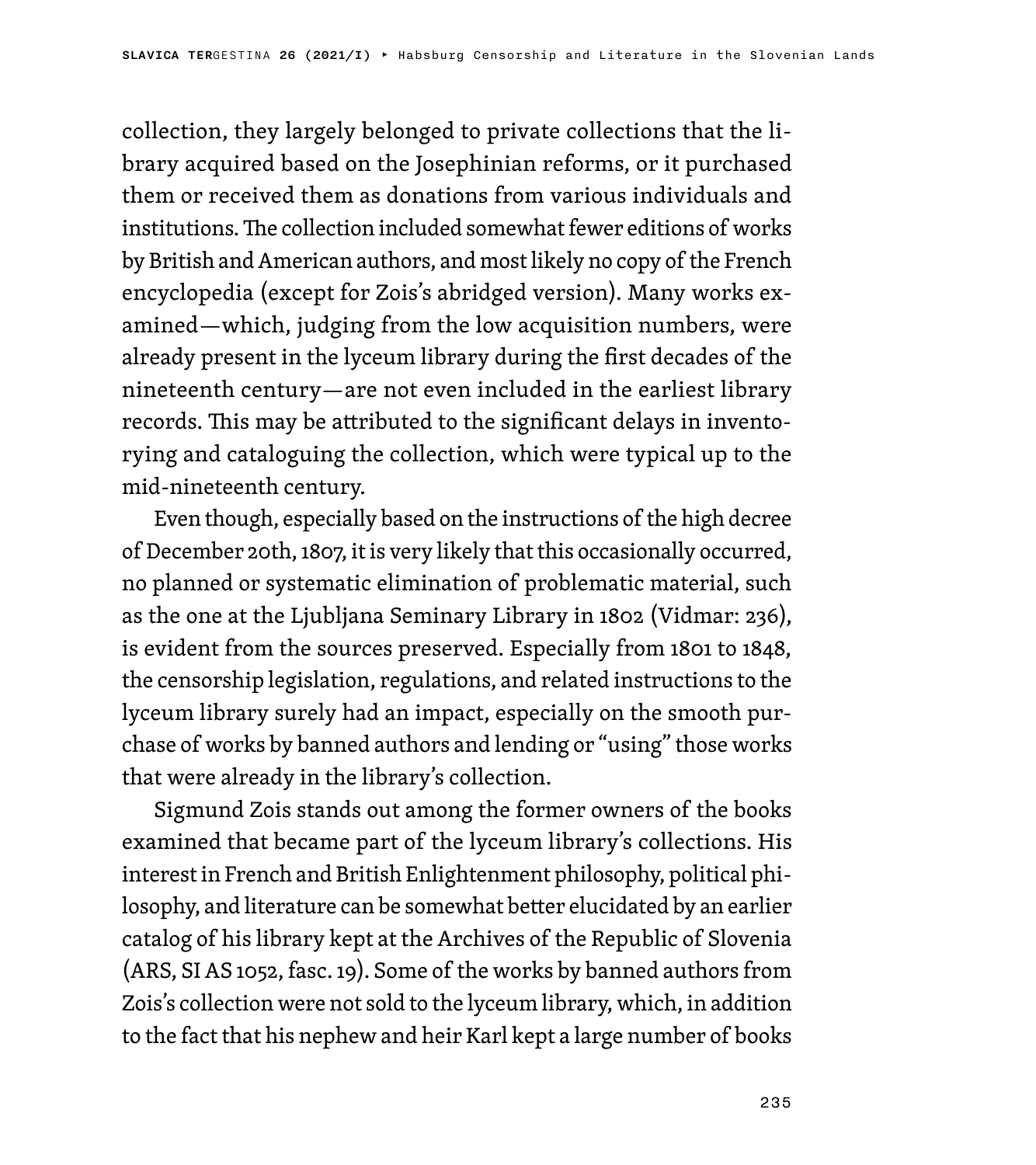collection, they largely belonged to private collections that the library acquired based on the Josephinian reforms, or it purchased them or received them as donations from various individuals and institutions. The collection included somewhat fewer editions of works by British and American authors, and most likely no copy of the French encyclopedia (except for Zois's abridged version). Many works examined—which, judging from the low acquisition numbers, were already present in the lyceum library during the first decades of the nineteenth century—are not even included in the earliest library records. This may be attributed to the significant delays in inventorying and cataloguing the collection, which were typical up to the mid-nineteenth century.

Even though, especially based on the instructions of the high decree of December 20th, 1807, it is very likely that this occasionally occurred, no planned or systematic elimination of problematic material, such as the one at the Ljubljana Seminary Library in 1802 (Vidmar: 236), is evident from the sources preserved. Especially from 1801 to 1848, the censorship legislation, regulations, and related instructions to the lyceum library surely had an impact, especially on the smooth purchase of works by banned authors and lending or "using" those works that were already in the library's collection.

Sigmund Zois stands out among the former owners of the books examined that became part of the lyceum library's collections. His interest in French and British Enlightenment philosophy, political philosophy, and literature can be somewhat better elucidated by an earlier catalog of his library kept at the Archives of the Republic of Slovenia (ARS, SI AS 1052, fasc. 19). Some of the works by banned authors from Zois's collection were not sold to the lyceum library, which, in addition to the fact that his nephew and heir Karl kept a large number of books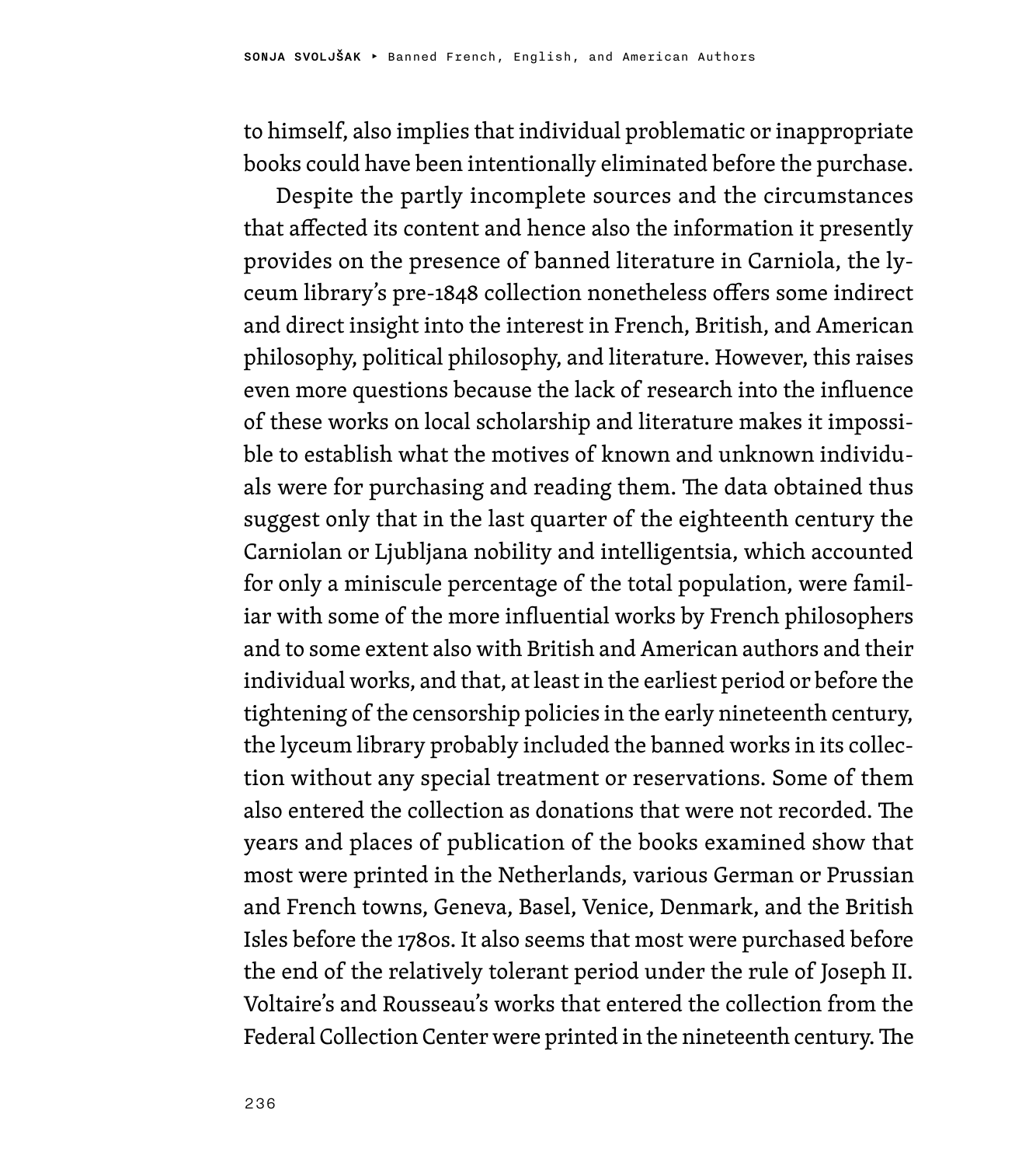to himself, also implies that individual problematic or inappropriate books could have been intentionally eliminated before the purchase.

Despite the partly incomplete sources and the circumstances that affected its content and hence also the information it presently provides on the presence of banned literature in Carniola, the lyceum library's pre-1848 collection nonetheless offers some indirect and direct insight into the interest in French, British, and American philosophy, political philosophy, and literature. However, this raises even more questions because the lack of research into the influence of these works on local scholarship and literature makes it impossible to establish what the motives of known and unknown individuals were for purchasing and reading them. The data obtained thus suggest only that in the last quarter of the eighteenth century the Carniolan or Ljubljana nobility and intelligentsia, which accounted for only a miniscule percentage of the total population, were familiar with some of the more influential works by French philosophers and to some extent also with British and American authors and their individual works, and that, at least in the earliest period or before the tightening of the censorship policies in the early nineteenth century, the lyceum library probably included the banned works in its collection without any special treatment or reservations. Some of them also entered the collection as donations that were not recorded. The years and places of publication of the books examined show that most were printed in the Netherlands, various German or Prussian and French towns, Geneva, Basel, Venice, Denmark, and the British Isles before the 1780s. It also seems that most were purchased before the end of the relatively tolerant period under the rule of Joseph II. Voltaire's and Rousseau's works that entered the collection from the Federal Collection Center were printed in the nineteenth century. The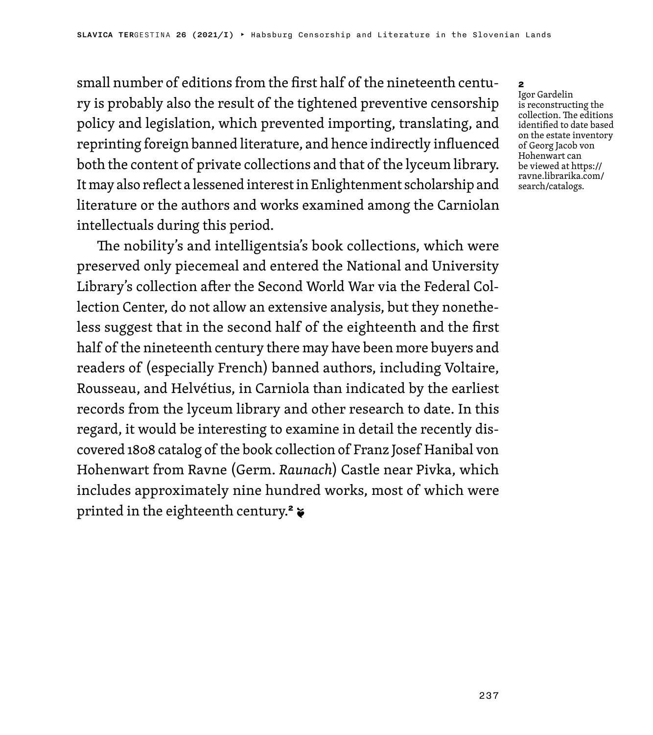small number of editions from the first half of the nineteenth century is probably also the result of the tightened preventive censorship policy and legislation, which prevented importing, translating, and reprinting foreign banned literature, and hence indirectly influenced both the content of private collections and that of the lyceum library. It may also reflect a lessened interest in Enlightenment scholarship and literature or the authors and works examined among the Carniolan intellectuals during this period.

The nobility's and intelligentsia's book collections, which were preserved only piecemeal and entered the National and University Library's collection after the Second World War via the Federal Collection Center, do not allow an extensive analysis, but they nonetheless suggest that in the second half of the eighteenth and the first half of the nineteenth century there may have been more buyers and readers of (especially French) banned authors, including Voltaire, Rousseau, and Helvétius, in Carniola than indicated by the earliest records from the lyceum library and other research to date. In this regard, it would be interesting to examine in detail the recently discovered 1808 catalog of the book collection of Franz Josef Hanibal von Hohenwart from Ravne (Germ. *Raunach*) Castle near Pivka, which includes approximately nine hundred works, most of which were printed in the eighteenth century.[2] ❦

[2] Igor Gardelin is reconstructing the collection. The editions identified to date based on the estate inventory of Georg Jacob von Hohenwart can be viewed at https://ravne.librarika.com/search/catalogs.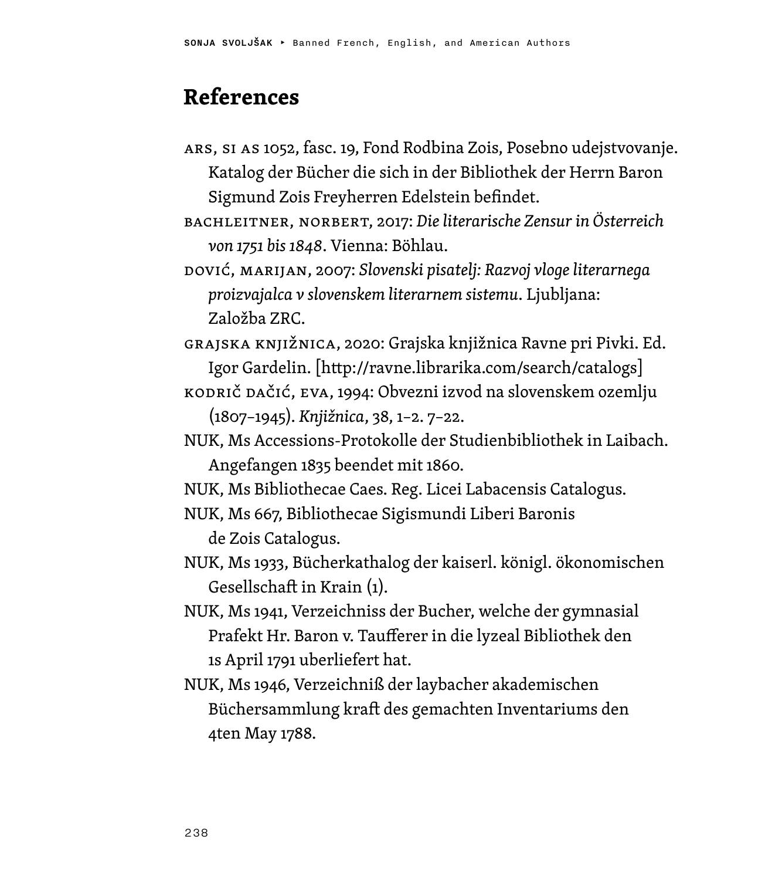# References

ARS, SI AS 1052, fasc. 19, Fond Rodbina Zois, Posebno udejstvovanje. Katalog der Bücher die sich in der Bibliothek der Herrn Baron Sigmund Zois Freyherren Edelstein befindet.

BACHLEITNER, NORBERT, 2017: *Die literarische Zensur in Österreich von 1751 bis 1848*. Vienna: Böhlau.

DOVIĆ, MARIJAN, 2007: *Slovenski pisatelj: Razvoj vloge literarnega proizvajalca v slovenskem literarnem sistemu*. Ljubljana: Založba ZRC.

GRAJSKA KNJIŽNICA, 2020: Grajska knjižnica Ravne pri Pivki. Ed. Igor Gardelin. [http://ravne.librarika.com/search/catalogs]

KODRIČ DAČIĆ, EVA, 1994: Obvezni izvod na slovenskem ozemlju (1807–1945). *Knjižnica*, 38, 1–2. 7–22.

NUK, Ms Accessions-Protokolle der Studienbibliothek in Laibach. Angefangen 1835 beendet mit 1860.

NUK, Ms Bibliothecae Caes. Reg. Licei Labacensis Catalogus.

NUK, Ms 667, Bibliothecae Sigismundi Liberi Baronis de Zois Catalogus.

NUK, Ms 1933, Bücherkathalog der kaiserl. königl. ökonomischen Gesellschaft in Krain (1).

NUK, Ms 1941, Verzeichniss der Bucher, welche der gymnasial Prafekt Hr. Baron v. Taufferer in die lyzeal Bibliothek den 1s April 1791 uberliefert hat.

NUK, Ms 1946, Verzeichniß der laybacher akademischen Büchersammlung kraft des gemachten Inventariums den 4ten May 1788.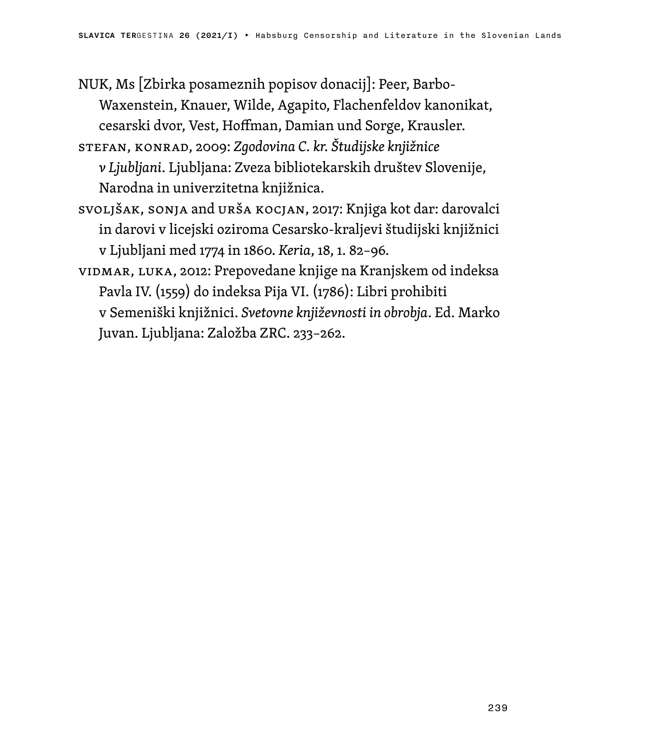NUK, Ms [Zbirka posameznih popisov donacij]: Peer, Barbo-Waxenstein, Knauer, Wilde, Agapito, Flachenfeldov kanonikat, cesarski dvor, Vest, Hoffman, Damian und Sorge, Krausler.

STEFAN, KONRAD, 2009: *Zgodovina C. kr. Študijske knjižnice v Ljubljani*. Ljubljana: Zveza bibliotekarskih društev Slovenije, Narodna in univerzitetna knjižnica.

SVOLJŠAK, SONJA and URŠA KOCJAN, 2017: Knjiga kot dar: darovalci in darovi v licejski oziroma Cesarsko-kraljevi študijski knjižnici v Ljubljani med 1774 in 1860. *Keria*, 18, 1. 82–96.

VIDMAR, LUKA, 2012: Prepovedane knjige na Kranjskem od indeksa Pavla IV. (1559) do indeksa Pija VI. (1786): Libri prohibiti v Semeniški knjižnici. *Svetovne književnosti in obrobja*. Ed. Marko Juvan. Ljubljana: Založba ZRC. 233–262.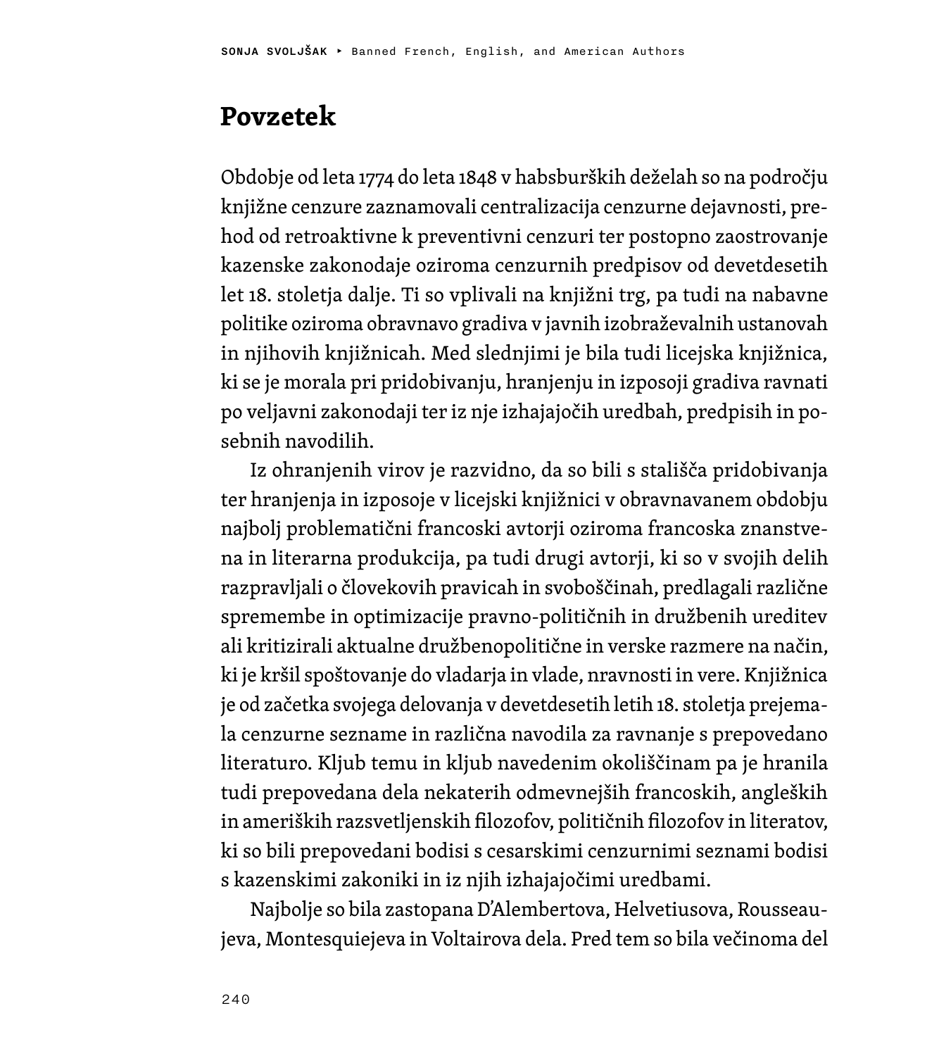# Povzetek

Obdobje od leta 1774 do leta 1848 v habsburških deželah so na področju knjižne cenzure zaznamovali centralizacija cenzurne dejavnosti, prehod od retroaktivne k preventivni cenzuri ter postopno zaostrovanje kazenske zakonodaje oziroma cenzurnih predpisov od devetdesetih let 18. stoletja dalje. Ti so vplivali na knjižni trg, pa tudi na nabavne politike oziroma obravnavo gradiva v javnih izobraževalnih ustanovah in njihovih knjižnicah. Med slednjimi je bila tudi licejska knjižnica, ki se je morala pri pridobivanju, hranjenju in izposoji gradiva ravnati po veljavni zakonodaji ter iz nje izhajajočih uredbah, predpisih in posebnih navodilih.

Iz ohranjenih virov je razvidno, da so bili s stališča pridobivanja ter hranjenja in izposoje v licejski knjižnici v obravnavanem obdobju najbolj problematični francoski avtorji oziroma francoska znanstvena in literarna produkcija, pa tudi drugi avtorji, ki so v svojih delih razpravljali o človekovih pravicah in svoboščinah, predlagali različne spremembe in optimizacije pravno-političnih in družbenih ureditev ali kritizirali aktualne družbenopolitične in verske razmere na način, ki je kršil spoštovanje do vladarja in vlade, nravnosti in vere. Knjižnica je od začetka svojega delovanja v devetdesetih letih 18. stoletja prejemala cenzurne sezname in različna navodila za ravnanje s prepovedano literaturo. Kljub temu in kljub navedenim okoliščinam pa je hranila tudi prepovedana dela nekaterih odmevnejših francoskih, angleških in ameriških razsvetljenskih filozofov, političnih filozofov in literatov, ki so bili prepovedani bodisi s cesarskimi cenzurnimi seznami bodisi s kazenskimi zakoniki in iz njih izhajajočimi uredbami.

Najbolje so bila zastopana D'Alembertova, Helvetiusova, Rousseaujeva, Montesquiejeva in Voltairova dela. Pred tem so bila večinoma del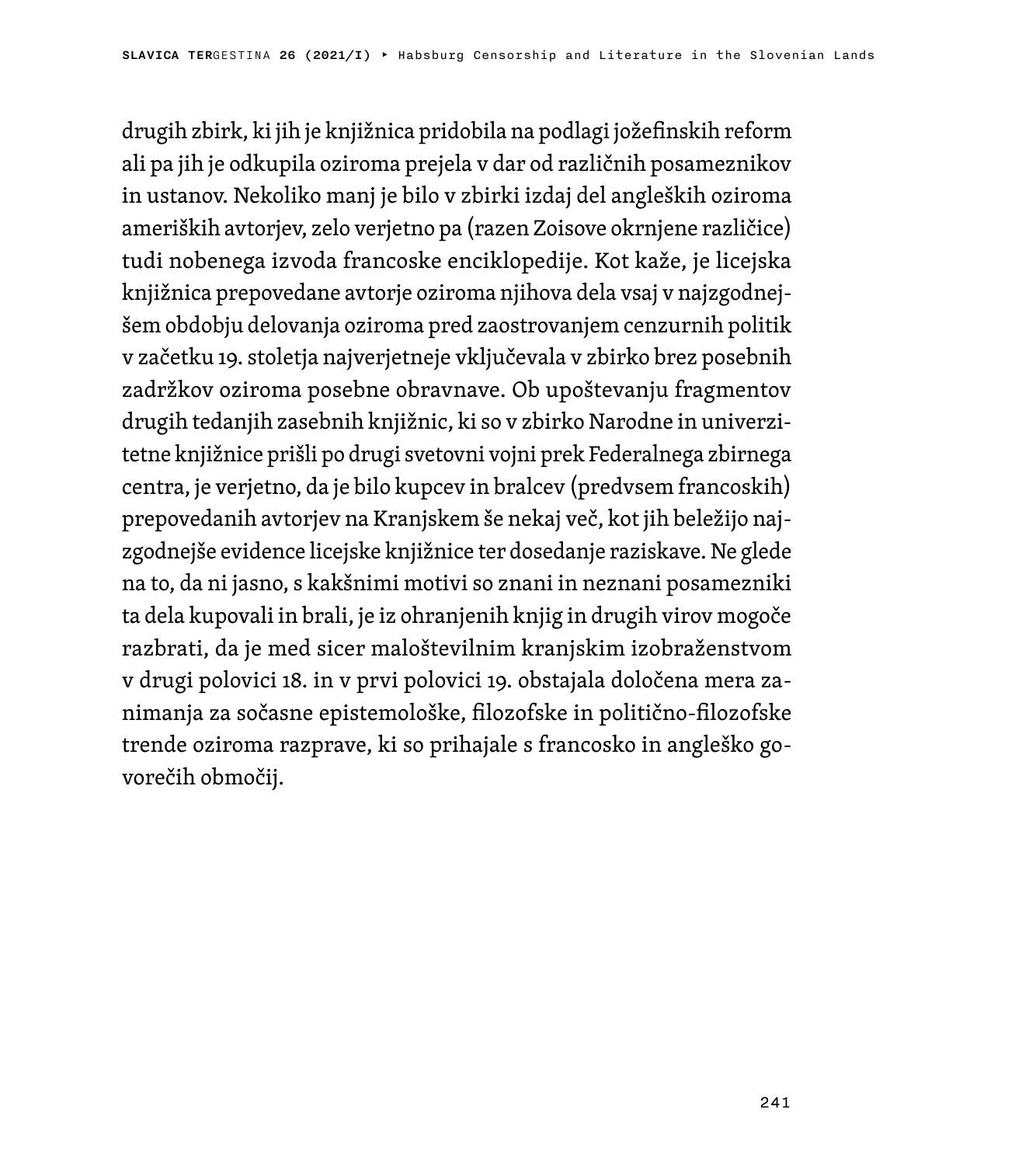drugih zbirk, ki jih je knjižnica pridobila na podlagi jožefinskih reform ali pa jih je odkupila oziroma prejela v dar od različnih posameznikov in ustanov. Nekoliko manj je bilo v zbirki izdaj del angleških oziroma ameriških avtorjev, zelo verjetno pa (razen Zoisove okrnjene različice) tudi nobenega izvoda francoske enciklopedije. Kot kaže, je licejska knjižnica prepovedane avtorje oziroma njihova dela vsaj v najzgodnejšem obdobju delovanja oziroma pred zaostrovanjem cenzurnih politik v začetku 19. stoletja najverjetneje vključevala v zbirko brez posebnih zadržkov oziroma posebne obravnave. Ob upoštevanju fragmentov drugih tedanjih zasebnih knjižnic, ki so v zbirko Narodne in univerzitetne knjižnice prišli po drugi svetovni vojni prek Federalnega zbirnega centra, je verjetno, da je bilo kupcev in bralcev (predvsem francoskih) prepovedanih avtorjev na Kranjskem še nekaj več, kot jih beležijo najzgodnejše evidence licejske knjižnice ter dosedanje raziskave. Ne glede na to, da ni jasno, s kakšnimi motivi so znani in neznani posamezniki ta dela kupovali in brali, je iz ohranjenih knjig in drugih virov mogoče razbrati, da je med sicer maloštevilnim kranjskim izobraženstvom v drugi polovici 18. in v prvi polovici 19. obstajala določena mera zanimanja za sočasne epistemološke, filozofske in politično-filozofske trende oziroma razprave, ki so prihajale s francosko in angleško govorečih območij.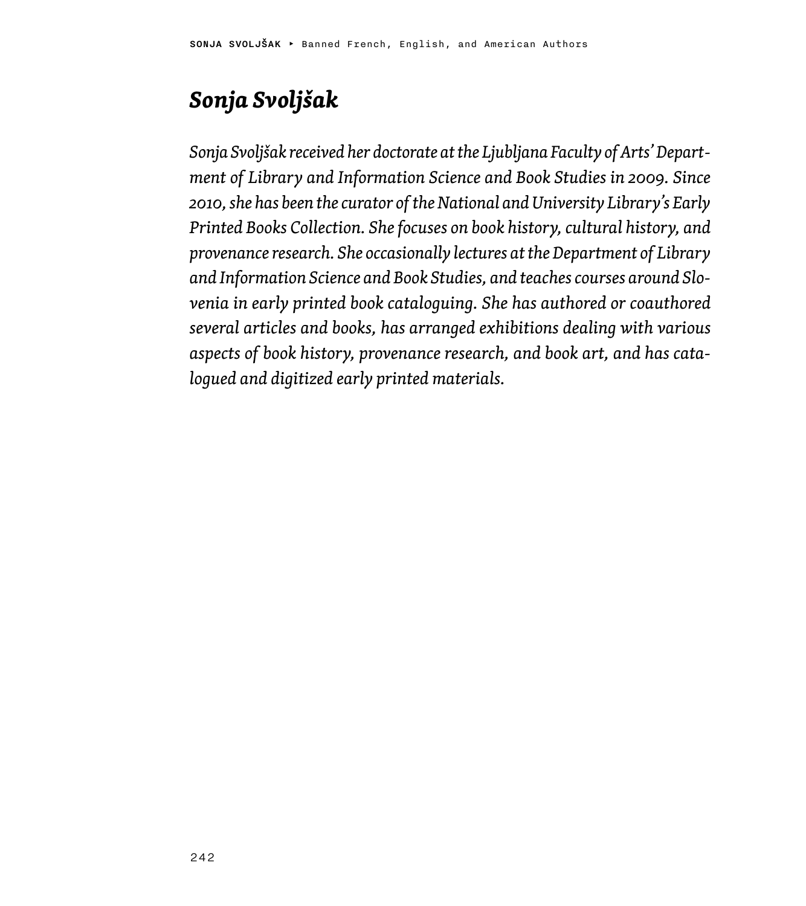## *Sonja Svoljšak*

*Sonja Svoljšak received her doctorate at the Ljubljana Faculty of Arts' Department of Library and Information Science and Book Studies in 2009. Since 2010, she has been the curator of the National and University Library's Early Printed Books Collection. She focuses on book history, cultural history, and provenance research. She occasionally lectures at the Department of Library and Information Science and Book Studies, and teaches courses around Slovenia in early printed book cataloguing. She has authored or coauthored several articles and books, has arranged exhibitions dealing with various aspects of book history, provenance research, and book art, and has catalogued and digitized early printed materials.*